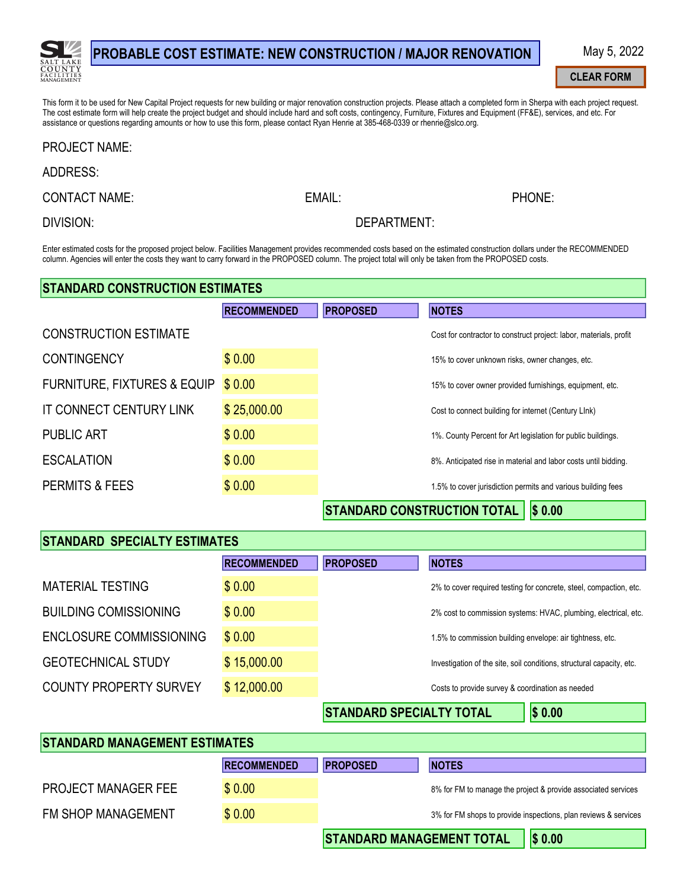# PROBABLE COST ESTIMATE: NEW CONSTRUCTION / MAJOR RENOVATION

May 5, 2022

CLEAR FORM

This form it to be used for New Capital Project requests for new building or major renovation construction projects. Please attach a completed form in Sherpa with each project request. The cost estimate form will help create the project budget and should include hard and soft costs, contingency, Furniture, Fixtures and Equipment (FF&E), services, and etc. For assistance or questions regarding amounts or how to use this form, please contact Ryan Henrie at 385-468-0339 or rhenrie@slco.org.

PROJECT NAME:

ADDRESS:

CONTACT NAME: EMAIL: PHONE:

DIVISION: DEPARTMENT:

Enter estimated costs for the proposed project below. Facilities Management provides recommended costs based on the estimated construction dollars under the RECOMMENDED column. Agencies will enter the costs they want to carry forward in the PROPOSED column. The project total will only be taken from the PROPOSED costs.

## STANDARD CONSTRUCTION ESTIMATES

| | RECOMMENDED | PROPOSED | NOTES |
|---|---|---|---|
| CONSTRUCTION ESTIMATE | | | Cost for contractor to construct project: labor, materials, profit |
| CONTINGENCY | $ 0.00 | | 15% to cover unknown risks, owner changes, etc. |
| FURNITURE, FIXTURES & EQUIP | $ 0.00 | | 15% to cover owner provided furnishings, equipment, etc. |
| IT CONNECT CENTURY LINK | $ 25,000.00 | | Cost to connect building for internet (Century LInk) |
| PUBLIC ART | $ 0.00 | | 1%. County Percent for Art legislation for public buildings. |
| ESCALATION | $ 0.00 | | 8%. Anticipated rise in material and labor costs until bidding. |
| PERMITS & FEES | $ 0.00 | | 1.5% to cover jurisdiction permits and various building fees |
| | | **STANDARD CONSTRUCTION TOTAL** | **$ 0.00** |

## STANDARD SPECIALTY ESTIMATES

| | RECOMMENDED | PROPOSED | NOTES |
|---|---|---|---|
| MATERIAL TESTING | $ 0.00 | | 2% to cover required testing for concrete, steel, compaction, etc. |
| BUILDING COMISSIONING | $ 0.00 | | 2% cost to commission systems: HVAC, plumbing, electrical, etc. |
| ENCLOSURE COMMISSIONING | $ 0.00 | | 1.5% to commission building envelope: air tightness, etc. |
| GEOTECHNICAL STUDY | $ 15,000.00 | | Investigation of the site, soil conditions, structural capacity, etc. |
| COUNTY PROPERTY SURVEY | $ 12,000.00 | | Costs to provide survey & coordination as needed |
| | | **STANDARD SPECIALTY TOTAL** | **$ 0.00** |

## STANDARD MANAGEMENT ESTIMATES

| | RECOMMENDED | PROPOSED | NOTES |
|---|---|---|---|
| PROJECT MANAGER FEE | $ 0.00 | | 8% for FM to manage the project & provide associated services |
| FM SHOP MANAGEMENT | $ 0.00 | | 3% for FM shops to provide inspections, plan reviews & services |
| | | **STANDARD MANAGEMENT TOTAL** | **$ 0.00** |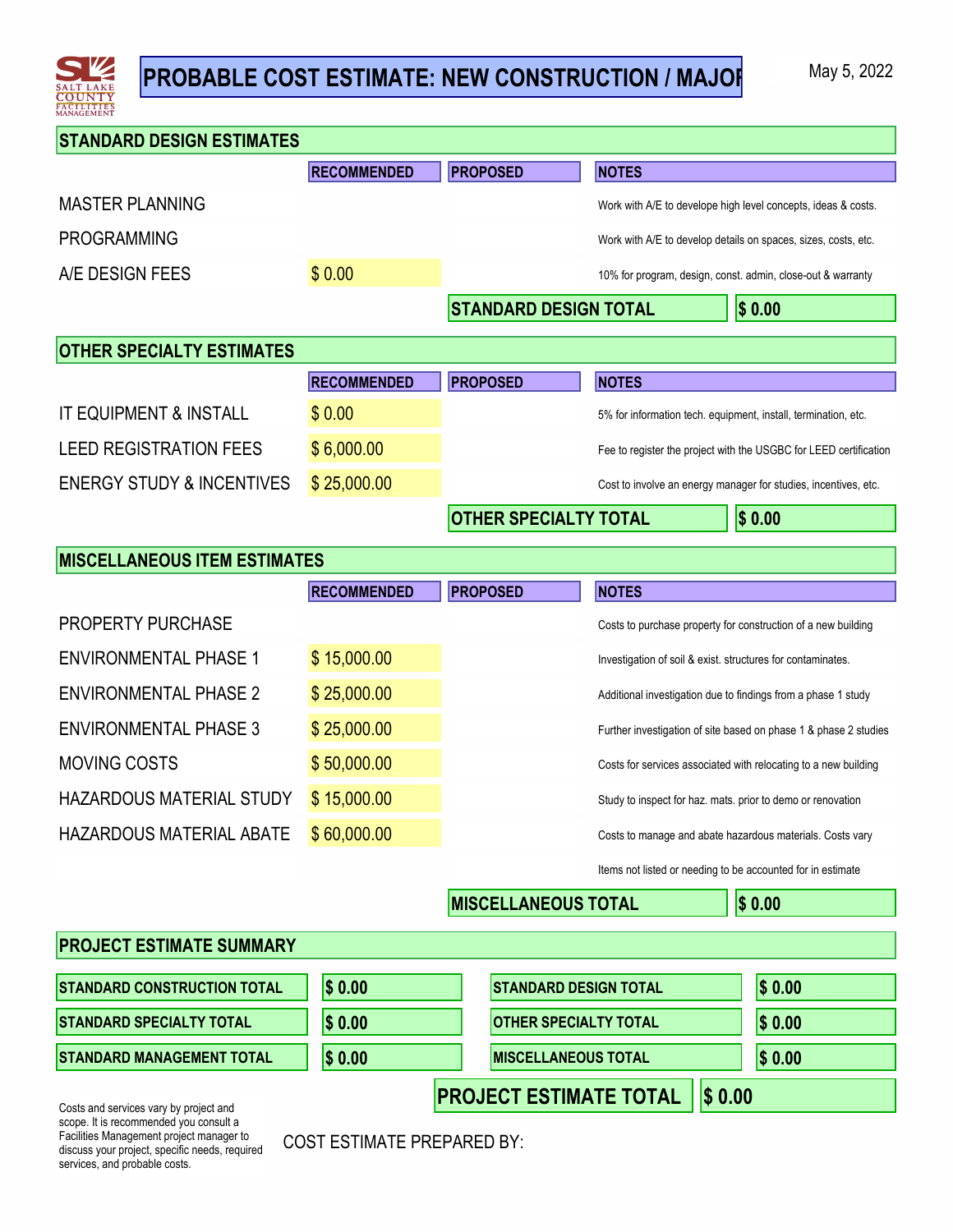# PROBABLE COST ESTIMATE: NEW CONSTRUCTION / MAJOR

May 5, 2022

## STANDARD DESIGN ESTIMATES

| | RECOMMENDED | PROPOSED | NOTES |
|---|---|---|---|
| MASTER PLANNING | | | Work with A/E to develope high level concepts, ideas & costs. |
| PROGRAMMING | | | Work with A/E to develop details on spaces, sizes, costs, etc. |
| A/E DESIGN FEES | $ 0.00 | | 10% for program, design, const. admin, close-out & warranty |

**STANDARD DESIGN TOTAL** **$ 0.00**

## OTHER SPECIALTY ESTIMATES

| | RECOMMENDED | PROPOSED | NOTES |
|---|---|---|---|
| IT EQUIPMENT & INSTALL | $ 0.00 | | 5% for information tech. equipment, install, termination, etc. |
| LEED REGISTRATION FEES | $ 6,000.00 | | Fee to register the project with the USGBC for LEED certification |
| ENERGY STUDY & INCENTIVES | $ 25,000.00 | | Cost to involve an energy manager for studies, incentives, etc. |

**OTHER SPECIALTY TOTAL** **$ 0.00**

## MISCELLANEOUS ITEM ESTIMATES

| | RECOMMENDED | PROPOSED | NOTES |
|---|---|---|---|
| PROPERTY PURCHASE | | | Costs to purchase property for construction of a new building |
| ENVIRONMENTAL PHASE 1 | $ 15,000.00 | | Investigation of soil & exist. structures for contaminates. |
| ENVIRONMENTAL PHASE 2 | $ 25,000.00 | | Additional investigation due to findings from a phase 1 study |
| ENVIRONMENTAL PHASE 3 | $ 25,000.00 | | Further investigation of site based on phase 1 & phase 2 studies |
| MOVING COSTS | $ 50,000.00 | | Costs for services associated with relocating to a new building |
| HAZARDOUS MATERIAL STUDY | $ 15,000.00 | | Study to inspect for haz. mats. prior to demo or renovation |
| HAZARDOUS MATERIAL ABATE | $ 60,000.00 | | Costs to manage and abate hazardous materials. Costs vary |
| | | | Items not listed or needing to be accounted for in estimate |

**MISCELLANEOUS TOTAL** **$ 0.00**

## PROJECT ESTIMATE SUMMARY

| | | | |
|---|---|---|---|
| **STANDARD CONSTRUCTION TOTAL** | **$ 0.00** | **STANDARD DESIGN TOTAL** | **$ 0.00** |
| **STANDARD SPECIALTY TOTAL** | **$ 0.00** | **OTHER SPECIALTY TOTAL** | **$ 0.00** |
| **STANDARD MANAGEMENT TOTAL** | **$ 0.00** | **MISCELLANEOUS TOTAL** | **$ 0.00** |

**PROJECT ESTIMATE TOTAL** **$ 0.00**

Costs and services vary by project and scope. It is recommended you consult a Facilities Management project manager to discuss your project, specific needs, required services, and probable costs.

COST ESTIMATE PREPARED BY: